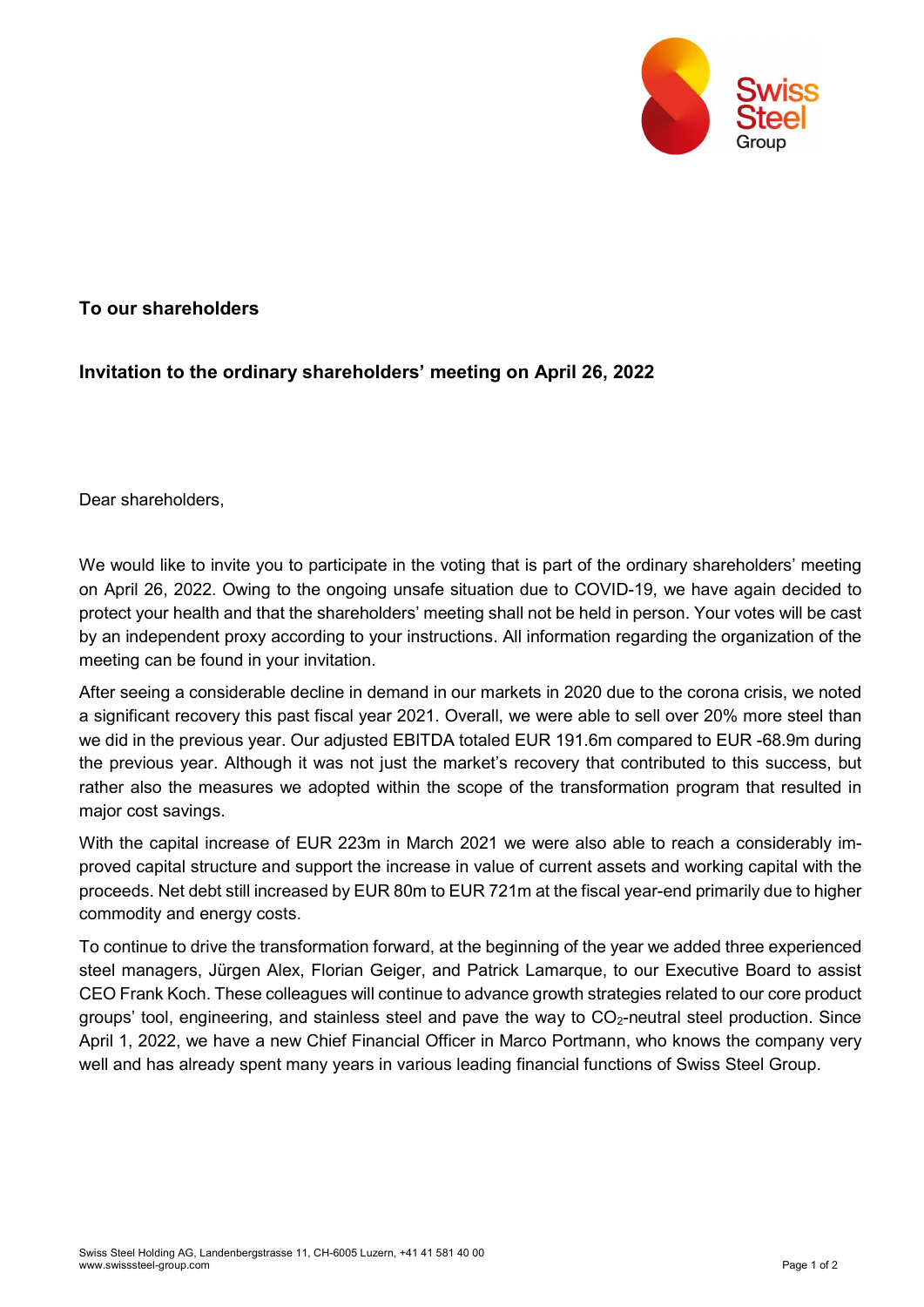**To our shareholders**

**Invitation to the ordinary shareholders' meeting on April 26, 2022**

Dear shareholders,

We would like to invite you to participate in the voting that is part of the ordinary shareholders' meeting on April 26, 2022. Owing to the ongoing unsafe situation due to COVID-19, we have again decided to protect your health and that the shareholders' meeting shall not be held in person. Your votes will be cast by an independent proxy according to your instructions. All information regarding the organization of the meeting can be found in your invitation.

After seeing a considerable decline in demand in our markets in 2020 due to the corona crisis, we noted a significant recovery this past fiscal year 2021. Overall, we were able to sell over 20% more steel than we did in the previous year. Our adjusted EBITDA totaled EUR 191.6m compared to EUR -68.9m during the previous year. Although it was not just the market's recovery that contributed to this success, but rather also the measures we adopted within the scope of the transformation program that resulted in major cost savings.

With the capital increase of EUR 223m in March 2021 we were also able to reach a considerably improved capital structure and support the increase in value of current assets and working capital with the proceeds. Net debt still increased by EUR 80m to EUR 721m at the fiscal year-end primarily due to higher commodity and energy costs.

To continue to drive the transformation forward, at the beginning of the year we added three experienced steel managers, Jürgen Alex, Florian Geiger, and Patrick Lamarque, to our Executive Board to assist CEO Frank Koch. These colleagues will continue to advance growth strategies related to our core product groups' tool, engineering, and stainless steel and pave the way to $CO_2$-neutral steel production. Since April 1, 2022, we have a new Chief Financial Officer in Marco Portmann, who knows the company very well and has already spent many years in various leading financial functions of Swiss Steel Group.

Swiss Steel Holding AG, Landenbergstrasse 11, CH-6005 Luzern, +41 41 581 40 00
www.swisssteel-group.com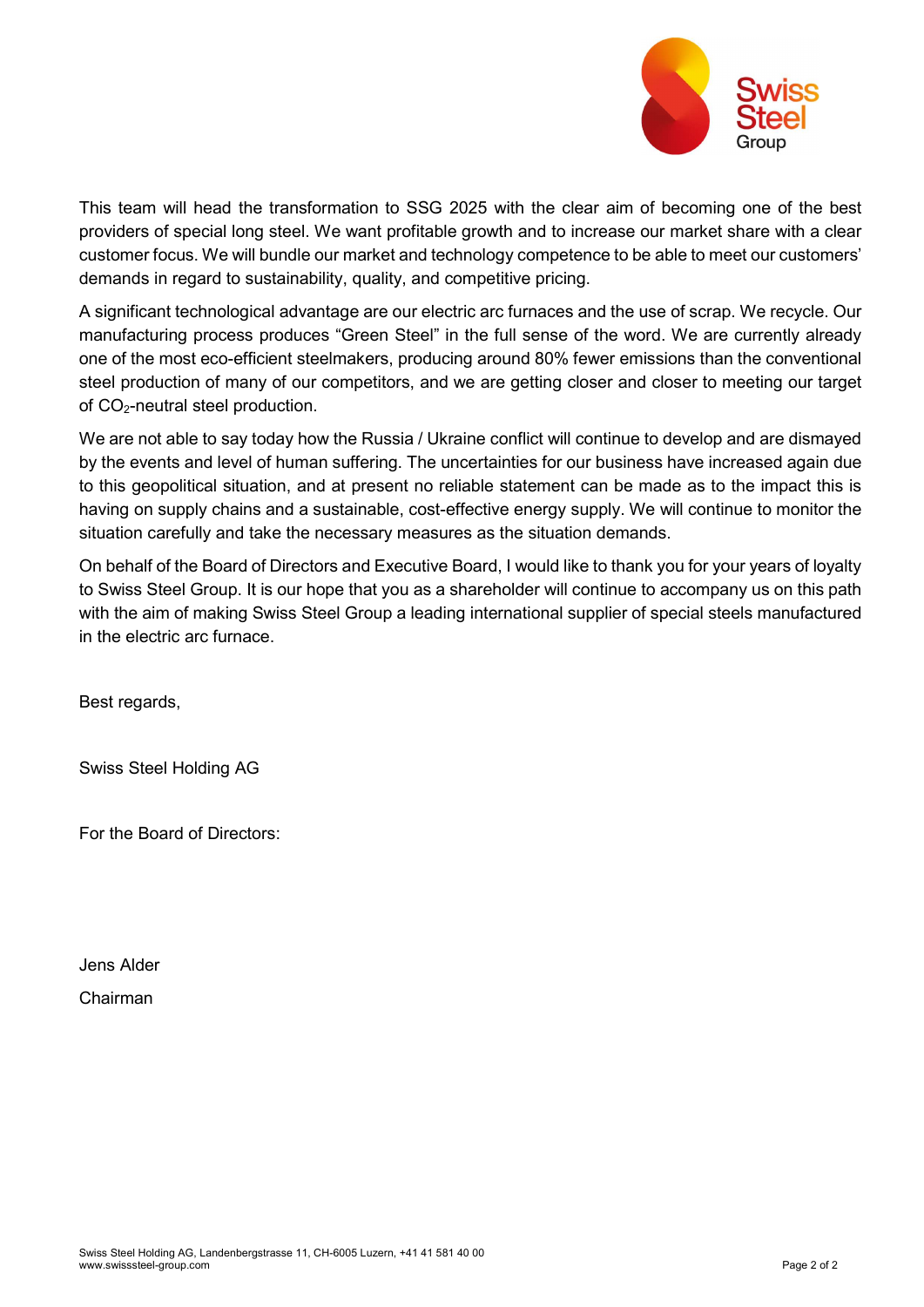This team will head the transformation to SSG 2025 with the clear aim of becoming one of the best providers of special long steel. We want profitable growth and to increase our market share with a clear customer focus. We will bundle our market and technology competence to be able to meet our customers' demands in regard to sustainability, quality, and competitive pricing.

A significant technological advantage are our electric arc furnaces and the use of scrap. We recycle. Our manufacturing process produces "Green Steel" in the full sense of the word. We are currently already one of the most eco-efficient steelmakers, producing around 80% fewer emissions than the conventional steel production of many of our competitors, and we are getting closer and closer to meeting our target of $CO_2$-neutral steel production.

We are not able to say today how the Russia / Ukraine conflict will continue to develop and are dismayed by the events and level of human suffering. The uncertainties for our business have increased again due to this geopolitical situation, and at present no reliable statement can be made as to the impact this is having on supply chains and a sustainable, cost-effective energy supply. We will continue to monitor the situation carefully and take the necessary measures as the situation demands.

On behalf of the Board of Directors and Executive Board, I would like to thank you for your years of loyalty to Swiss Steel Group. It is our hope that you as a shareholder will continue to accompany us on this path with the aim of making Swiss Steel Group a leading international supplier of special steels manufactured in the electric arc furnace.

Best regards,

Swiss Steel Holding AG

For the Board of Directors:

Jens Alder

Chairman

Swiss Steel Holding AG, Landenbergstrasse 11, CH-6005 Luzern, +41 41 581 40 00
www.swisssteel-group.com